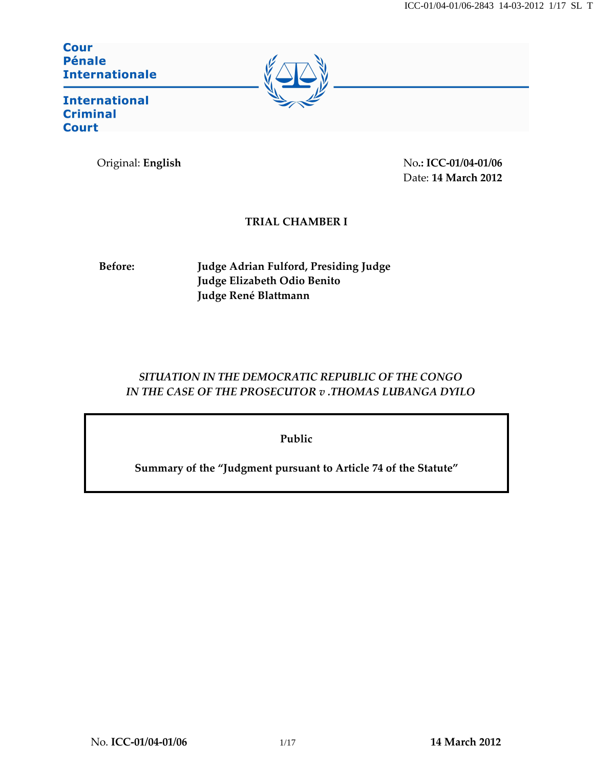**Cour Pénale Internationale**

**International Criminal Court**

Original: **English**

No.**: ICC-01/04-01/06**
Date: **14 March 2012**

**TRIAL CHAMBER I**

**Before:** **Judge Adrian Fulford, Presiding Judge**
**Judge Elizabeth Odio Benito**
**Judge René Blattmann**

*SITUATION IN THE DEMOCRATIC REPUBLIC OF THE CONGO*
*IN THE CASE OF THE PROSECUTOR v .THOMAS LUBANGA DYILO*

**Public**

**Summary of the "Judgment pursuant to Article 74 of the Statute"**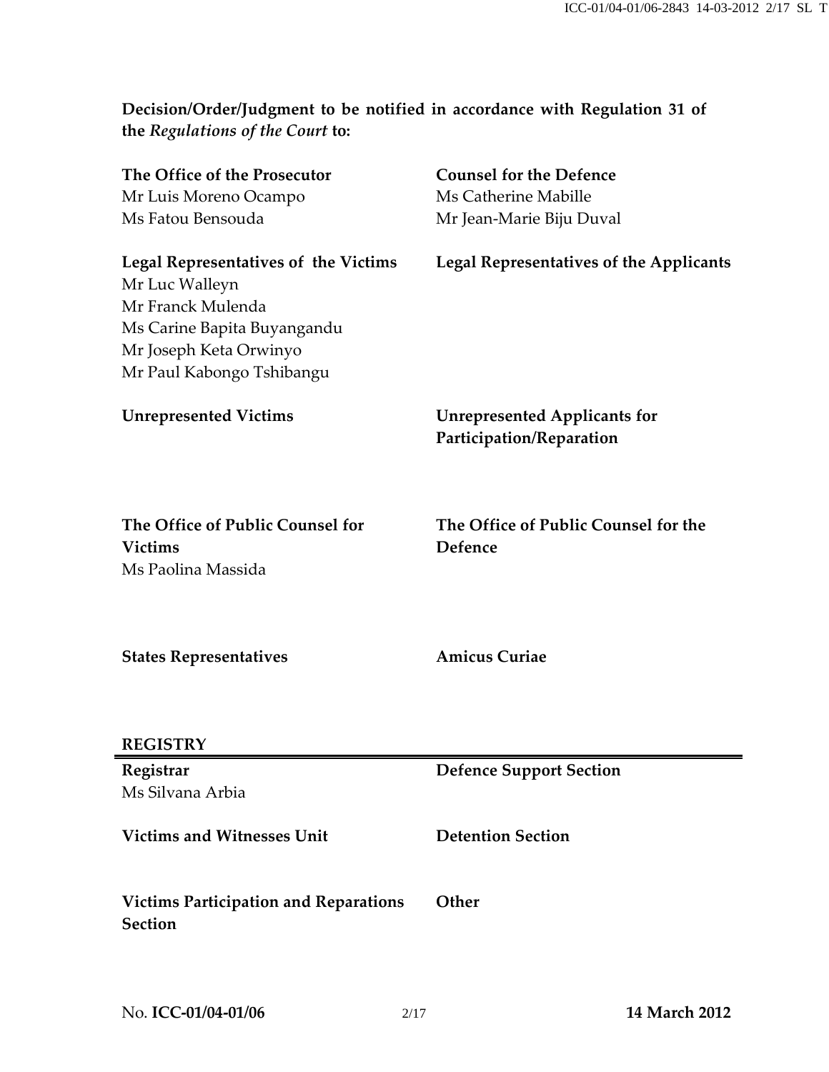**Decision/Order/Judgment to be notified in accordance with Regulation 31 of the *Regulations of the Court* to:**

**The Office of the Prosecutor**
Mr Luis Moreno Ocampo
Ms Fatou Bensouda

**Counsel for the Defence**
Ms Catherine Mabille
Mr Jean-Marie Biju Duval

**Legal Representatives of the Victims**
Mr Luc Walleyn
Mr Franck Mulenda
Ms Carine Bapita Buyangandu
Mr Joseph Keta Orwinyo
Mr Paul Kabongo Tshibangu

**Legal Representatives of the Applicants**

**Unrepresented Victims**

**Unrepresented Applicants for Participation/Reparation**

**The Office of Public Counsel for Victims**
Ms Paolina Massida

**The Office of Public Counsel for the Defence**

**States Representatives**

**Amicus Curiae**

**REGISTRY**

**Registrar**
Ms Silvana Arbia

**Defence Support Section**

**Victims and Witnesses Unit**

**Detention Section**

**Victims Participation and Reparations Section**

**Other**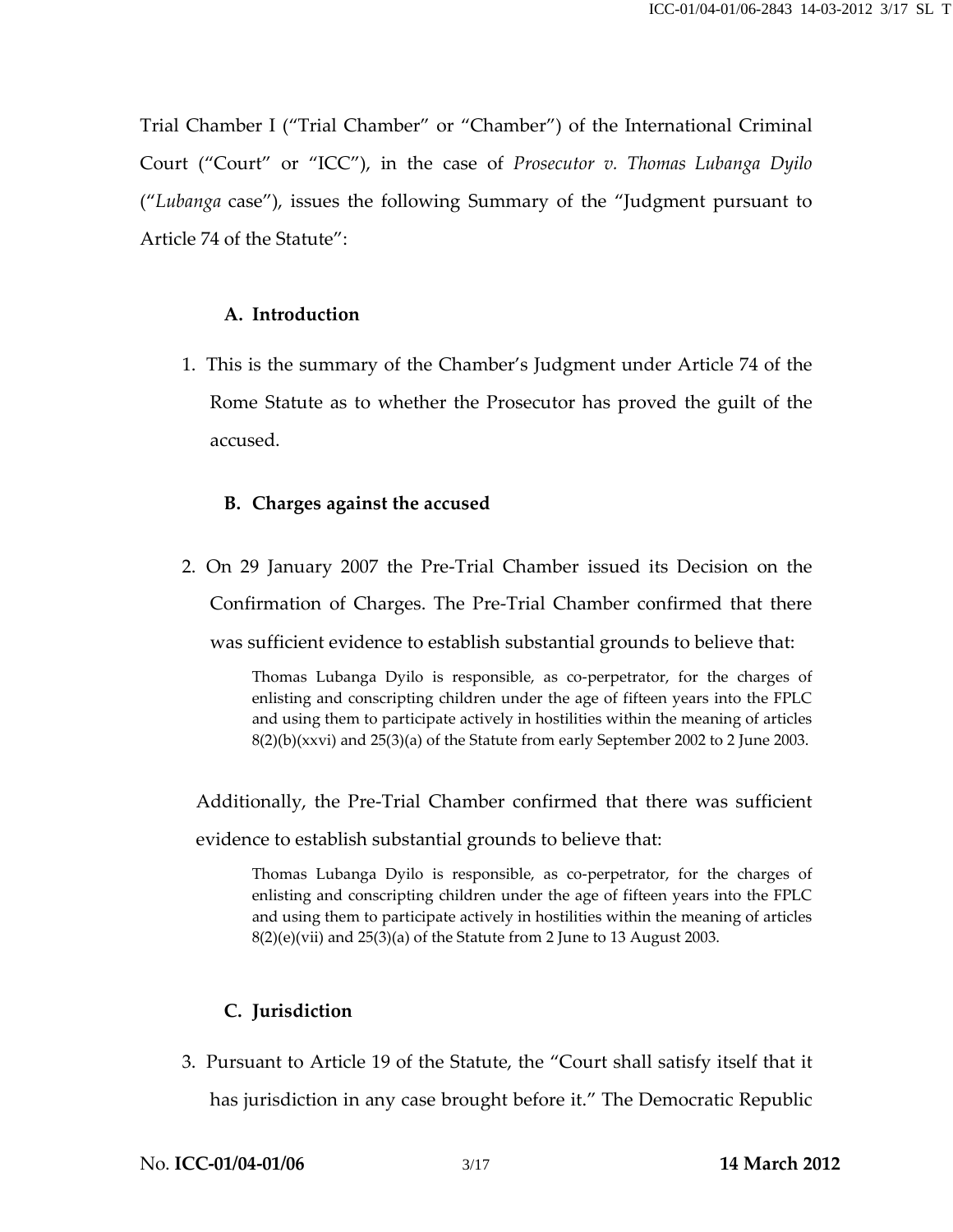Trial Chamber I ("Trial Chamber" or "Chamber") of the International Criminal Court ("Court" or "ICC"), in the case of *Prosecutor v. Thomas Lubanga Dyilo* ("*Lubanga* case"), issues the following Summary of the "Judgment pursuant to Article 74 of the Statute":

## A. Introduction

1. This is the summary of the Chamber's Judgment under Article 74 of the Rome Statute as to whether the Prosecutor has proved the guilt of the accused.

## B. Charges against the accused

2. On 29 January 2007 the Pre-Trial Chamber issued its Decision on the Confirmation of Charges. The Pre-Trial Chamber confirmed that there was sufficient evidence to establish substantial grounds to believe that:

> Thomas Lubanga Dyilo is responsible, as co-perpetrator, for the charges of enlisting and conscripting children under the age of fifteen years into the FPLC and using them to participate actively in hostilities within the meaning of articles 8(2)(b)(xxvi) and 25(3)(a) of the Statute from early September 2002 to 2 June 2003.

Additionally, the Pre-Trial Chamber confirmed that there was sufficient evidence to establish substantial grounds to believe that:

> Thomas Lubanga Dyilo is responsible, as co-perpetrator, for the charges of enlisting and conscripting children under the age of fifteen years into the FPLC and using them to participate actively in hostilities within the meaning of articles 8(2)(e)(vii) and 25(3)(a) of the Statute from 2 June to 13 August 2003.

## C. Jurisdiction

3. Pursuant to Article 19 of the Statute, the "Court shall satisfy itself that it has jurisdiction in any case brought before it." The Democratic Republic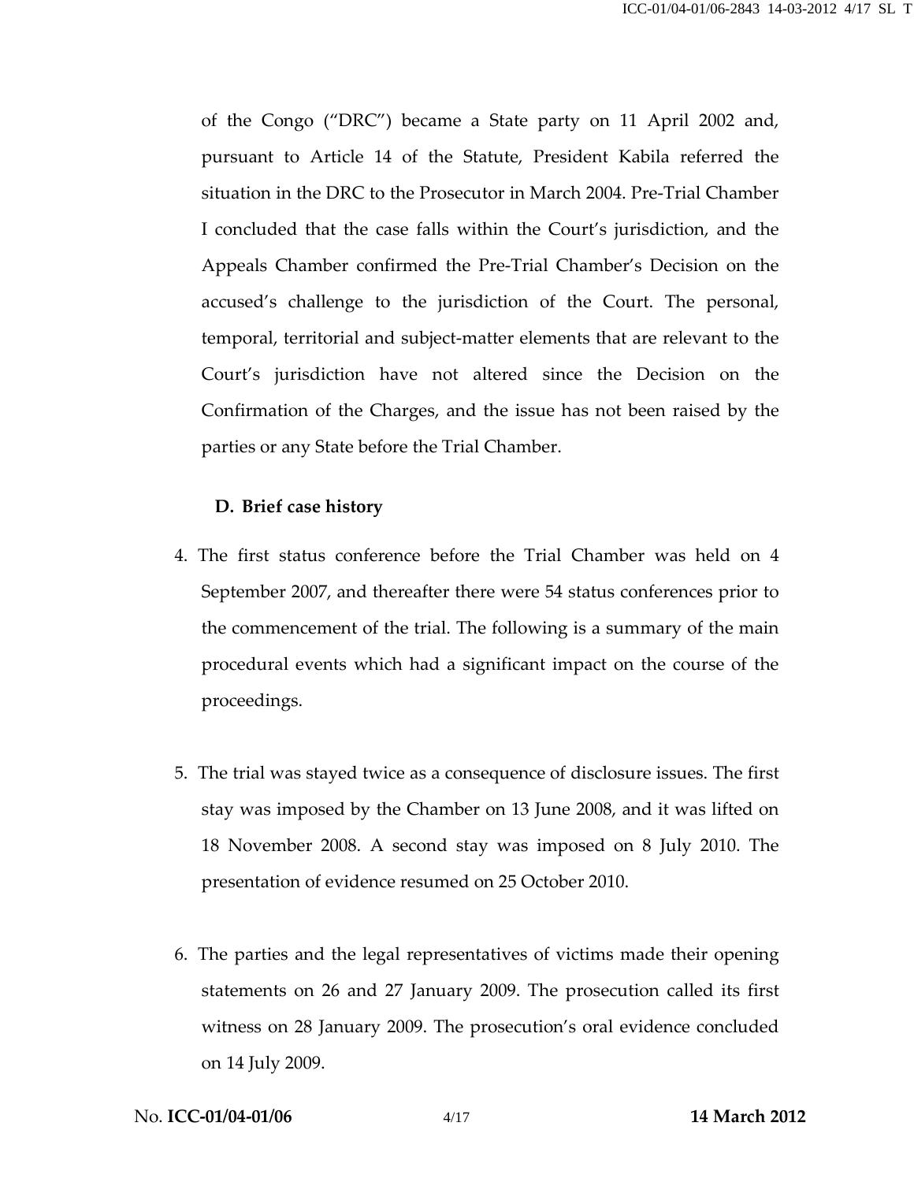of the Congo ("DRC") became a State party on 11 April 2002 and, pursuant to Article 14 of the Statute, President Kabila referred the situation in the DRC to the Prosecutor in March 2004. Pre-Trial Chamber I concluded that the case falls within the Court's jurisdiction, and the Appeals Chamber confirmed the Pre-Trial Chamber's Decision on the accused's challenge to the jurisdiction of the Court. The personal, temporal, territorial and subject-matter elements that are relevant to the Court's jurisdiction have not altered since the Decision on the Confirmation of the Charges, and the issue has not been raised by the parties or any State before the Trial Chamber.

### D. Brief case history

4. The first status conference before the Trial Chamber was held on 4 September 2007, and thereafter there were 54 status conferences prior to the commencement of the trial. The following is a summary of the main procedural events which had a significant impact on the course of the proceedings.

5. The trial was stayed twice as a consequence of disclosure issues. The first stay was imposed by the Chamber on 13 June 2008, and it was lifted on 18 November 2008. A second stay was imposed on 8 July 2010. The presentation of evidence resumed on 25 October 2010.

6. The parties and the legal representatives of victims made their opening statements on 26 and 27 January 2009. The prosecution called its first witness on 28 January 2009. The prosecution's oral evidence concluded on 14 July 2009.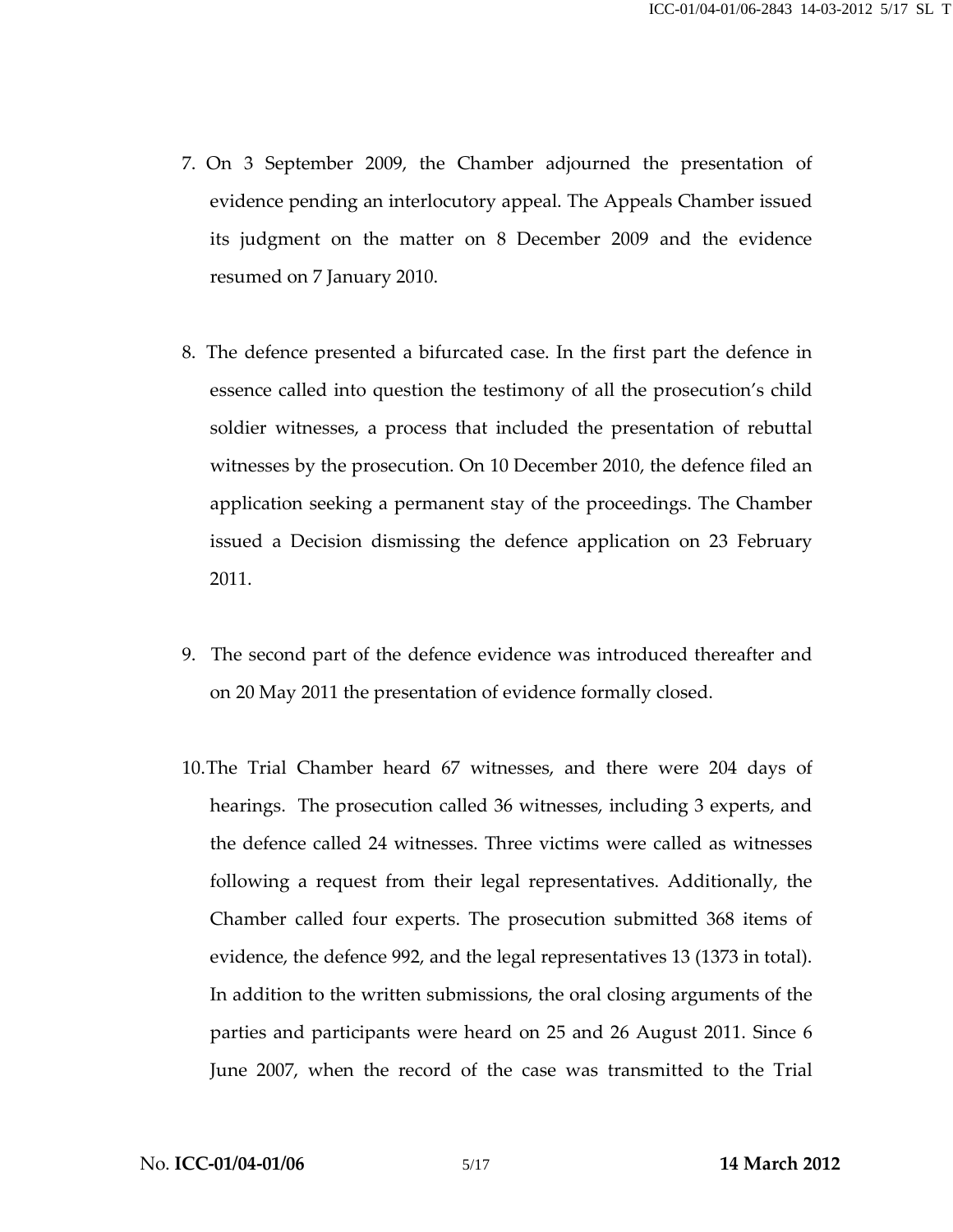7. On 3 September 2009, the Chamber adjourned the presentation of evidence pending an interlocutory appeal. The Appeals Chamber issued its judgment on the matter on 8 December 2009 and the evidence resumed on 7 January 2010.

8. The defence presented a bifurcated case. In the first part the defence in essence called into question the testimony of all the prosecution's child soldier witnesses, a process that included the presentation of rebuttal witnesses by the prosecution. On 10 December 2010, the defence filed an application seeking a permanent stay of the proceedings. The Chamber issued a Decision dismissing the defence application on 23 February 2011.

9. The second part of the defence evidence was introduced thereafter and on 20 May 2011 the presentation of evidence formally closed.

10. The Trial Chamber heard 67 witnesses, and there were 204 days of hearings. The prosecution called 36 witnesses, including 3 experts, and the defence called 24 witnesses. Three victims were called as witnesses following a request from their legal representatives. Additionally, the Chamber called four experts. The prosecution submitted 368 items of evidence, the defence 992, and the legal representatives 13 (1373 in total). In addition to the written submissions, the oral closing arguments of the parties and participants were heard on 25 and 26 August 2011. Since 6 June 2007, when the record of the case was transmitted to the Trial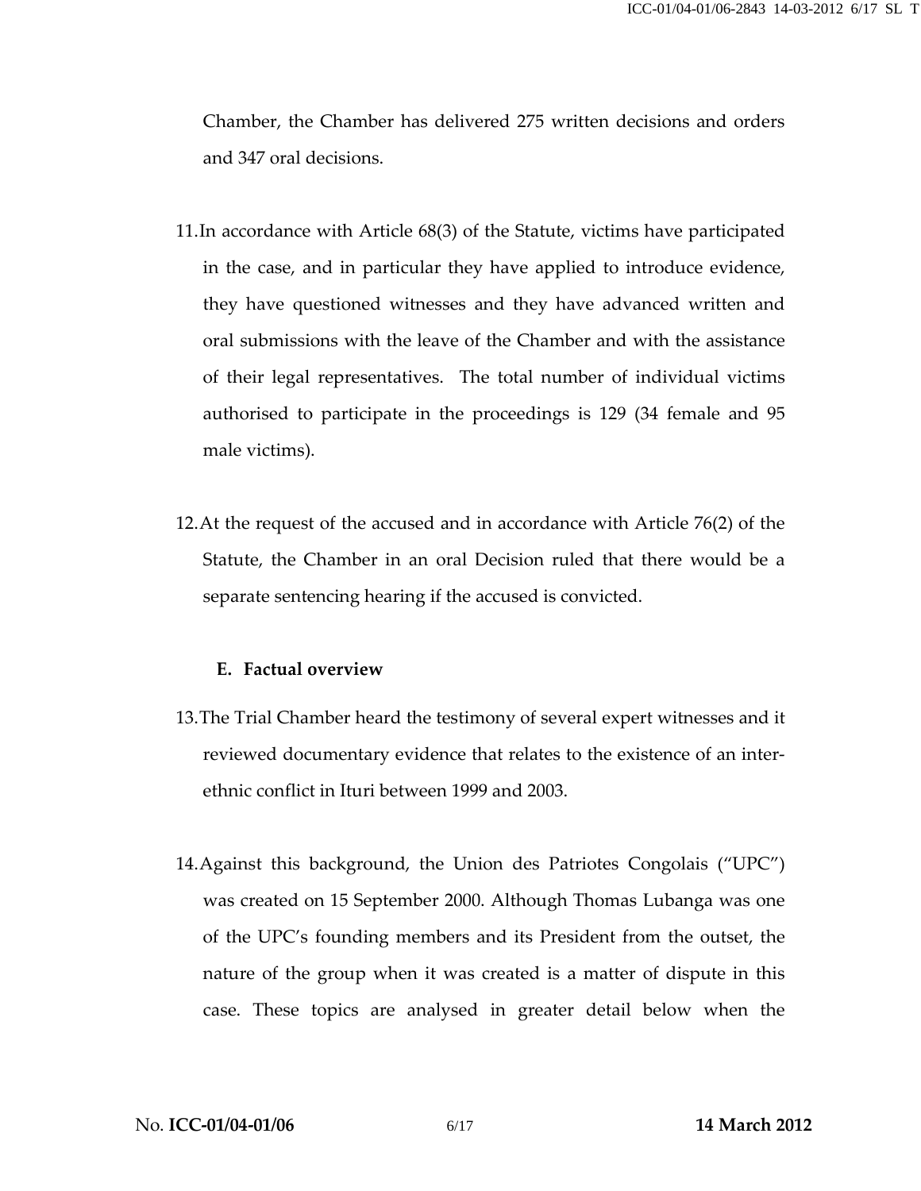Chamber, the Chamber has delivered 275 written decisions and orders and 347 oral decisions.

11. In accordance with Article 68(3) of the Statute, victims have participated in the case, and in particular they have applied to introduce evidence, they have questioned witnesses and they have advanced written and oral submissions with the leave of the Chamber and with the assistance of their legal representatives. The total number of individual victims authorised to participate in the proceedings is 129 (34 female and 95 male victims).

12. At the request of the accused and in accordance with Article 76(2) of the Statute, the Chamber in an oral Decision ruled that there would be a separate sentencing hearing if the accused is convicted.

### E. Factual overview

13. The Trial Chamber heard the testimony of several expert witnesses and it reviewed documentary evidence that relates to the existence of an inter-ethnic conflict in Ituri between 1999 and 2003.

14. Against this background, the Union des Patriotes Congolais ("UPC") was created on 15 September 2000. Although Thomas Lubanga was one of the UPC's founding members and its President from the outset, the nature of the group when it was created is a matter of dispute in this case. These topics are analysed in greater detail below when the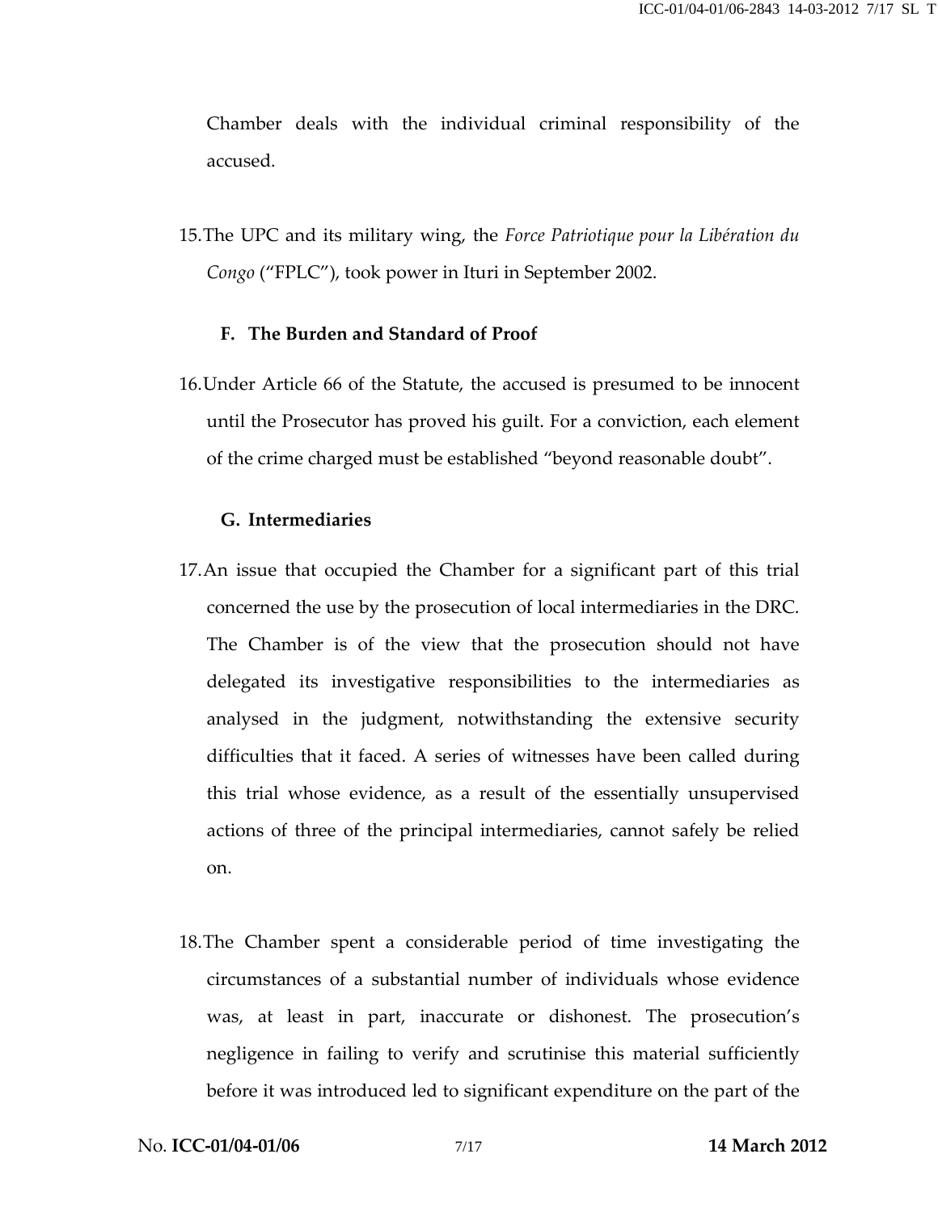Chamber deals with the individual criminal responsibility of the accused.

15. The UPC and its military wing, the *Force Patriotique pour la Libération du Congo* ("FPLC"), took power in Ituri in September 2002.

### F. The Burden and Standard of Proof

16. Under Article 66 of the Statute, the accused is presumed to be innocent until the Prosecutor has proved his guilt. For a conviction, each element of the crime charged must be established "beyond reasonable doubt".

### G. Intermediaries

17. An issue that occupied the Chamber for a significant part of this trial concerned the use by the prosecution of local intermediaries in the DRC. The Chamber is of the view that the prosecution should not have delegated its investigative responsibilities to the intermediaries as analysed in the judgment, notwithstanding the extensive security difficulties that it faced. A series of witnesses have been called during this trial whose evidence, as a result of the essentially unsupervised actions of three of the principal intermediaries, cannot safely be relied on.

18. The Chamber spent a considerable period of time investigating the circumstances of a substantial number of individuals whose evidence was, at least in part, inaccurate or dishonest. The prosecution's negligence in failing to verify and scrutinise this material sufficiently before it was introduced led to significant expenditure on the part of the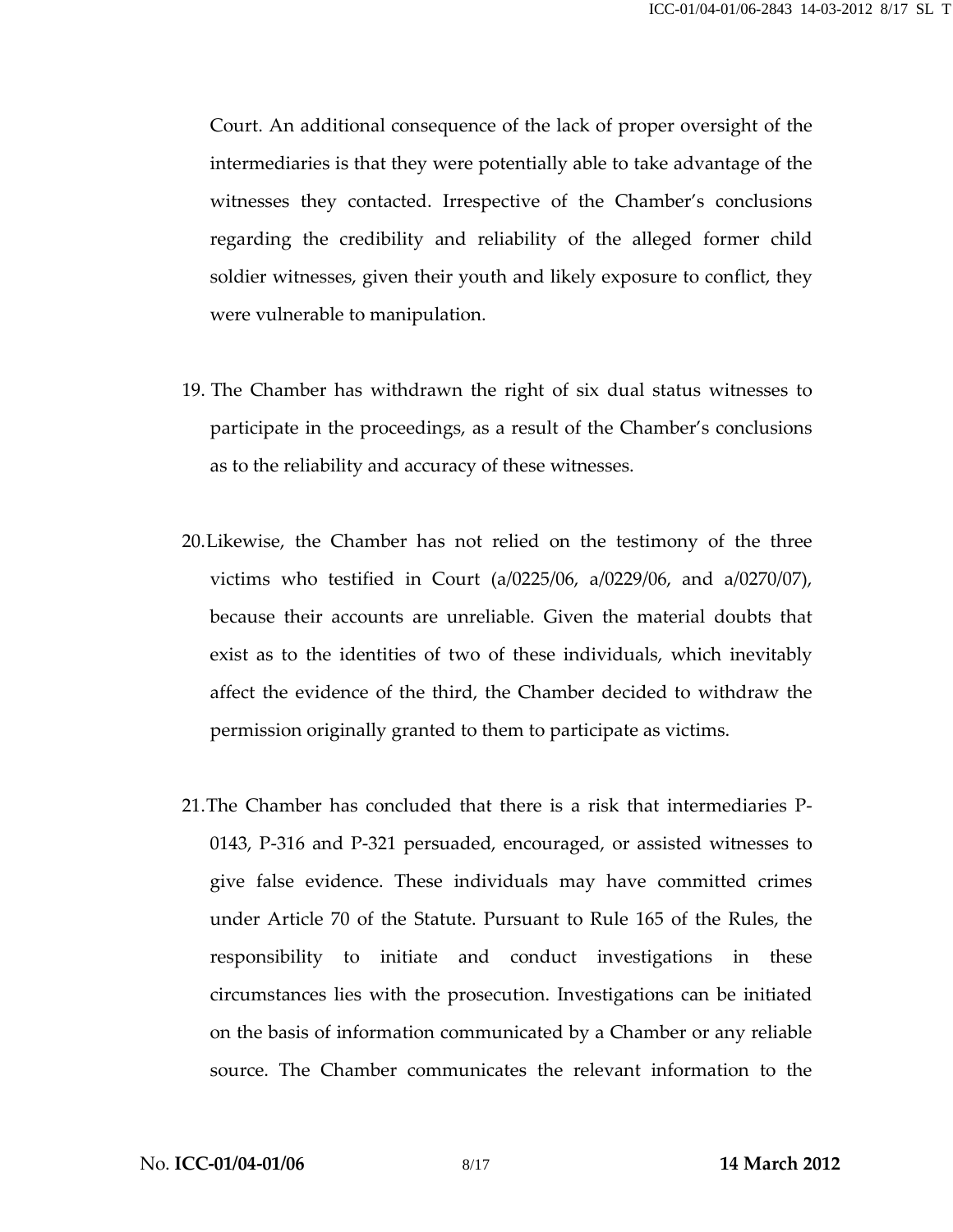Court. An additional consequence of the lack of proper oversight of the intermediaries is that they were potentially able to take advantage of the witnesses they contacted. Irrespective of the Chamber's conclusions regarding the credibility and reliability of the alleged former child soldier witnesses, given their youth and likely exposure to conflict, they were vulnerable to manipulation.

19. The Chamber has withdrawn the right of six dual status witnesses to participate in the proceedings, as a result of the Chamber's conclusions as to the reliability and accuracy of these witnesses.

20. Likewise, the Chamber has not relied on the testimony of the three victims who testified in Court (a/0225/06, a/0229/06, and a/0270/07), because their accounts are unreliable. Given the material doubts that exist as to the identities of two of these individuals, which inevitably affect the evidence of the third, the Chamber decided to withdraw the permission originally granted to them to participate as victims.

21. The Chamber has concluded that there is a risk that intermediaries P-0143, P-316 and P-321 persuaded, encouraged, or assisted witnesses to give false evidence. These individuals may have committed crimes under Article 70 of the Statute. Pursuant to Rule 165 of the Rules, the responsibility to initiate and conduct investigations in these circumstances lies with the prosecution. Investigations can be initiated on the basis of information communicated by a Chamber or any reliable source. The Chamber communicates the relevant information to the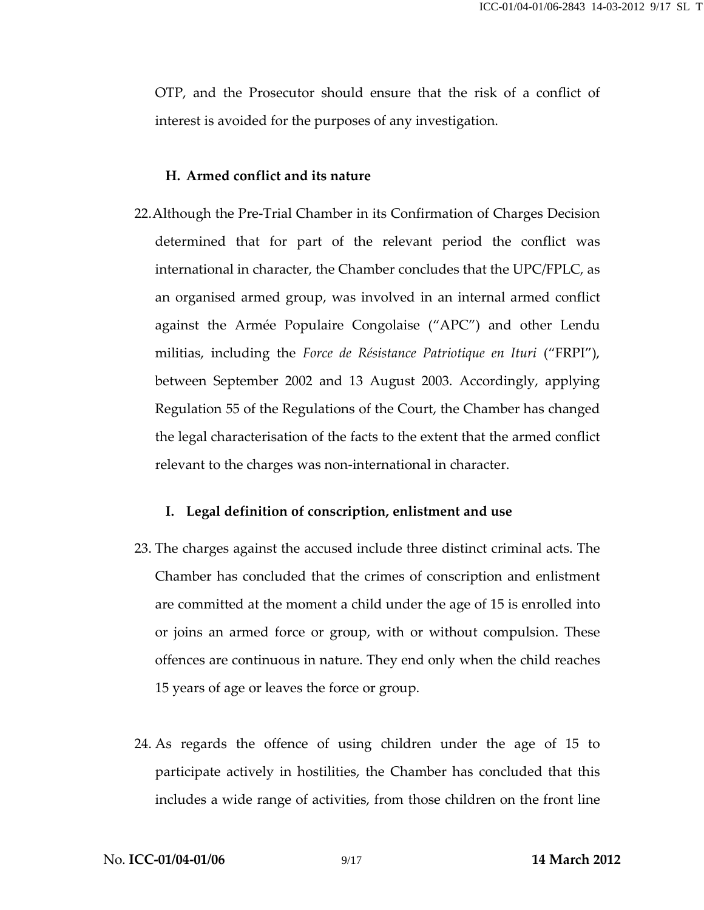OTP, and the Prosecutor should ensure that the risk of a conflict of interest is avoided for the purposes of any investigation.

### H. Armed conflict and its nature

22. Although the Pre-Trial Chamber in its Confirmation of Charges Decision determined that for part of the relevant period the conflict was international in character, the Chamber concludes that the UPC/FPLC, as an organised armed group, was involved in an internal armed conflict against the Armée Populaire Congolaise ("APC") and other Lendu militias, including the *Force de Résistance Patriotique en Ituri* ("FRPI"), between September 2002 and 13 August 2003. Accordingly, applying Regulation 55 of the Regulations of the Court, the Chamber has changed the legal characterisation of the facts to the extent that the armed conflict relevant to the charges was non-international in character.

### I. Legal definition of conscription, enlistment and use

23. The charges against the accused include three distinct criminal acts. The Chamber has concluded that the crimes of conscription and enlistment are committed at the moment a child under the age of 15 is enrolled into or joins an armed force or group, with or without compulsion. These offences are continuous in nature. They end only when the child reaches 15 years of age or leaves the force or group.

24. As regards the offence of using children under the age of 15 to participate actively in hostilities, the Chamber has concluded that this includes a wide range of activities, from those children on the front line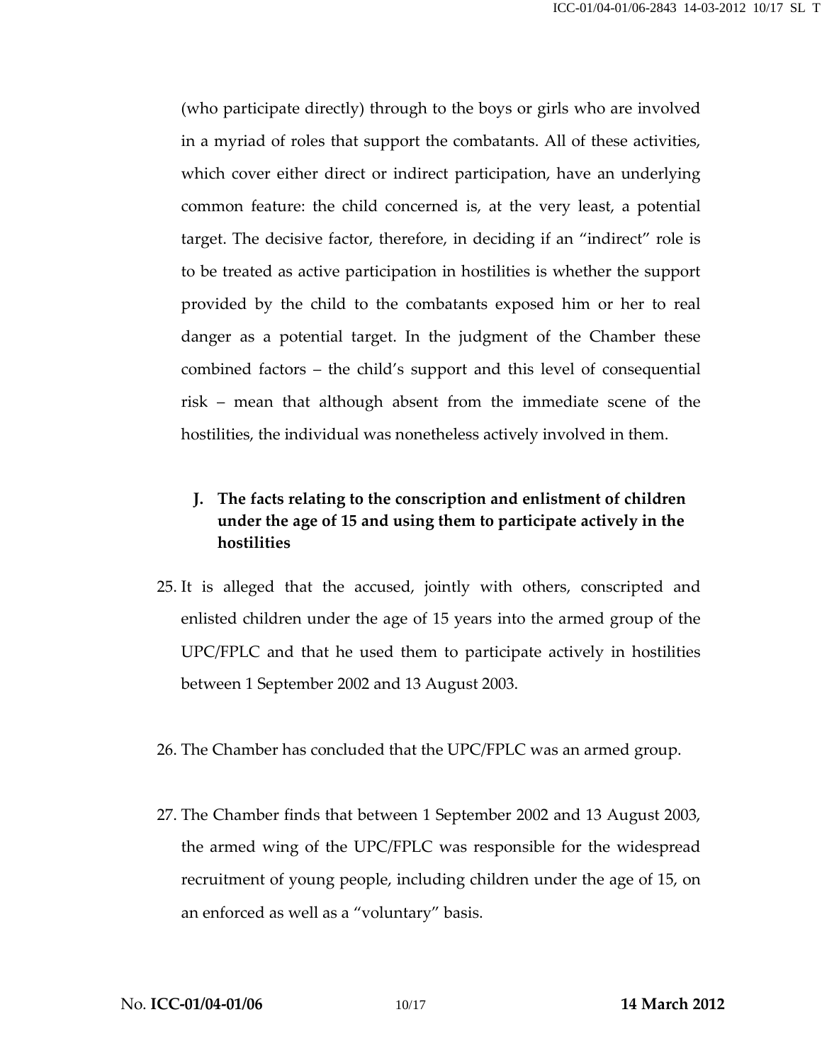(who participate directly) through to the boys or girls who are involved in a myriad of roles that support the combatants. All of these activities, which cover either direct or indirect participation, have an underlying common feature: the child concerned is, at the very least, a potential target. The decisive factor, therefore, in deciding if an "indirect" role is to be treated as active participation in hostilities is whether the support provided by the child to the combatants exposed him or her to real danger as a potential target. In the judgment of the Chamber these combined factors – the child's support and this level of consequential risk – mean that although absent from the immediate scene of the hostilities, the individual was nonetheless actively involved in them.

### J. The facts relating to the conscription and enlistment of children under the age of 15 and using them to participate actively in the hostilities

25. It is alleged that the accused, jointly with others, conscripted and enlisted children under the age of 15 years into the armed group of the UPC/FPLC and that he used them to participate actively in hostilities between 1 September 2002 and 13 August 2003.

26. The Chamber has concluded that the UPC/FPLC was an armed group.

27. The Chamber finds that between 1 September 2002 and 13 August 2003, the armed wing of the UPC/FPLC was responsible for the widespread recruitment of young people, including children under the age of 15, on an enforced as well as a "voluntary" basis.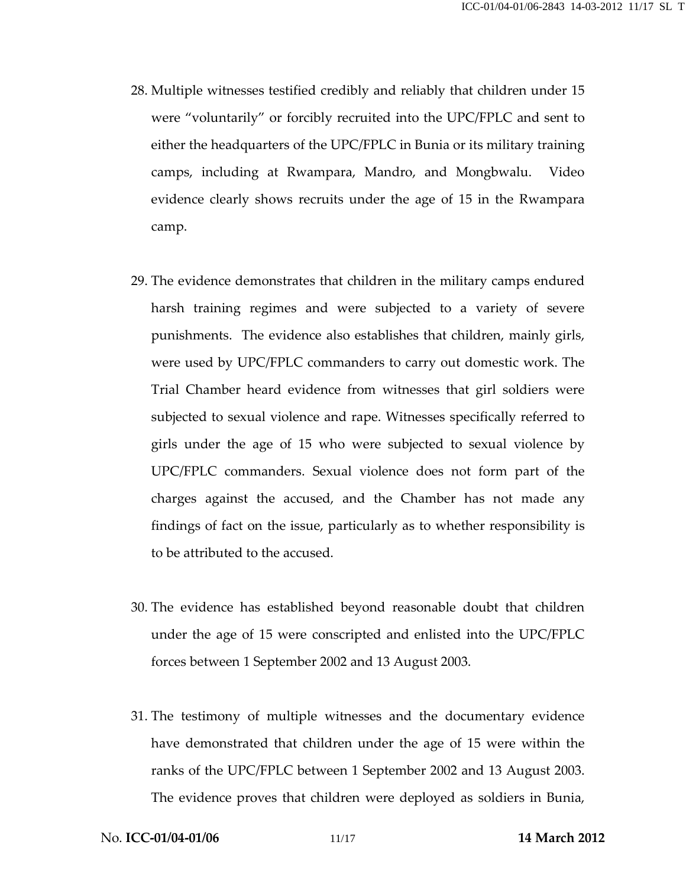28. Multiple witnesses testified credibly and reliably that children under 15 were "voluntarily" or forcibly recruited into the UPC/FPLC and sent to either the headquarters of the UPC/FPLC in Bunia or its military training camps, including at Rwampara, Mandro, and Mongbwalu. Video evidence clearly shows recruits under the age of 15 in the Rwampara camp.

29. The evidence demonstrates that children in the military camps endured harsh training regimes and were subjected to a variety of severe punishments. The evidence also establishes that children, mainly girls, were used by UPC/FPLC commanders to carry out domestic work. The Trial Chamber heard evidence from witnesses that girl soldiers were subjected to sexual violence and rape. Witnesses specifically referred to girls under the age of 15 who were subjected to sexual violence by UPC/FPLC commanders. Sexual violence does not form part of the charges against the accused, and the Chamber has not made any findings of fact on the issue, particularly as to whether responsibility is to be attributed to the accused.

30. The evidence has established beyond reasonable doubt that children under the age of 15 were conscripted and enlisted into the UPC/FPLC forces between 1 September 2002 and 13 August 2003.

31. The testimony of multiple witnesses and the documentary evidence have demonstrated that children under the age of 15 were within the ranks of the UPC/FPLC between 1 September 2002 and 13 August 2003. The evidence proves that children were deployed as soldiers in Bunia,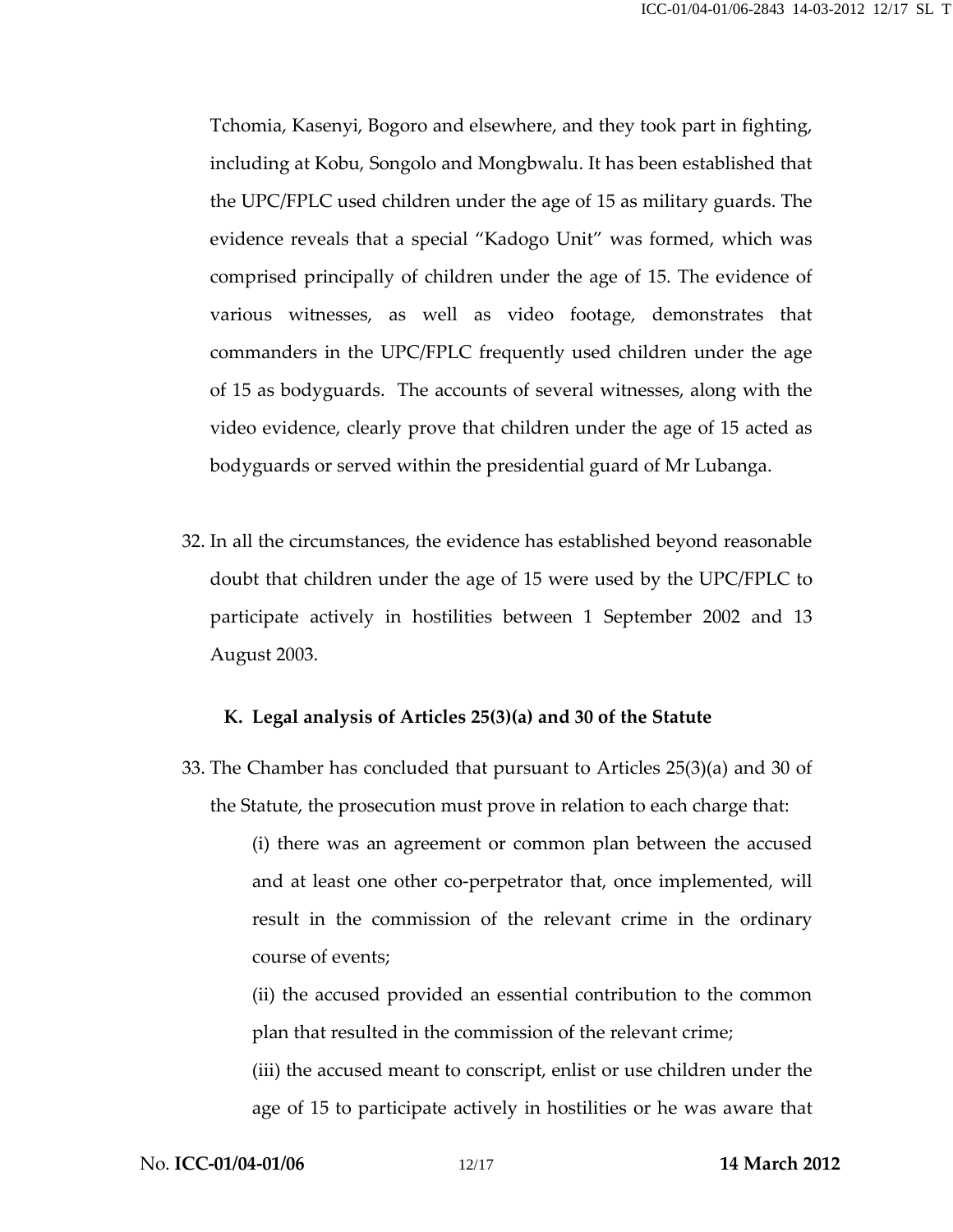Tchomia, Kasenyi, Bogoro and elsewhere, and they took part in fighting, including at Kobu, Songolo and Mongbwalu. It has been established that the UPC/FPLC used children under the age of 15 as military guards. The evidence reveals that a special "Kadogo Unit" was formed, which was comprised principally of children under the age of 15. The evidence of various witnesses, as well as video footage, demonstrates that commanders in the UPC/FPLC frequently used children under the age of 15 as bodyguards. The accounts of several witnesses, along with the video evidence, clearly prove that children under the age of 15 acted as bodyguards or served within the presidential guard of Mr Lubanga.

32. In all the circumstances, the evidence has established beyond reasonable doubt that children under the age of 15 were used by the UPC/FPLC to participate actively in hostilities between 1 September 2002 and 13 August 2003.

### K. Legal analysis of Articles 25(3)(a) and 30 of the Statute

33. The Chamber has concluded that pursuant to Articles 25(3)(a) and 30 of the Statute, the prosecution must prove in relation to each charge that:

    (i) there was an agreement or common plan between the accused and at least one other co-perpetrator that, once implemented, will result in the commission of the relevant crime in the ordinary course of events;

    (ii) the accused provided an essential contribution to the common plan that resulted in the commission of the relevant crime;

    (iii) the accused meant to conscript, enlist or use children under the age of 15 to participate actively in hostilities or he was aware that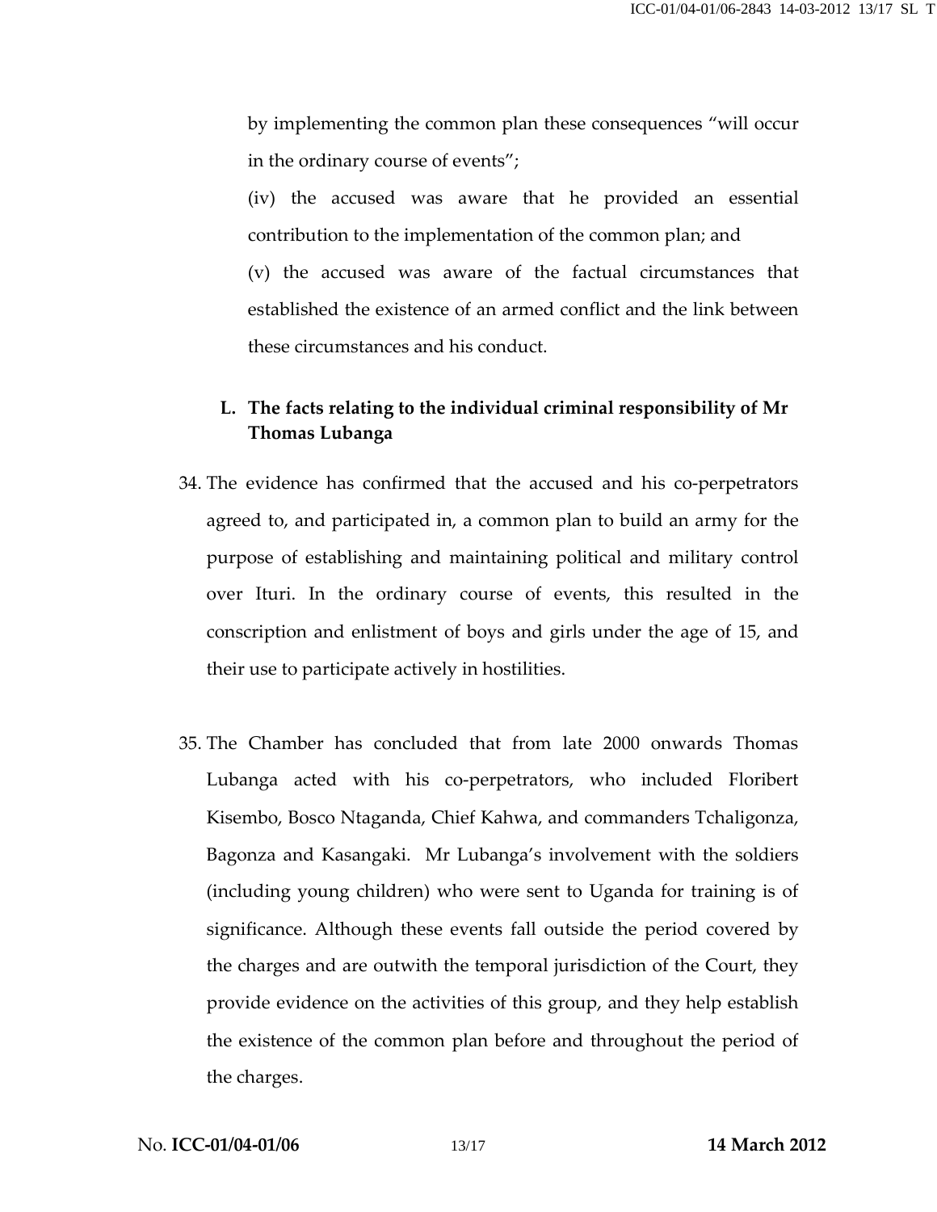by implementing the common plan these consequences "will occur in the ordinary course of events";

(iv) the accused was aware that he provided an essential contribution to the implementation of the common plan; and

(v) the accused was aware of the factual circumstances that established the existence of an armed conflict and the link between these circumstances and his conduct.

## L. The facts relating to the individual criminal responsibility of Mr Thomas Lubanga

34. The evidence has confirmed that the accused and his co-perpetrators agreed to, and participated in, a common plan to build an army for the purpose of establishing and maintaining political and military control over Ituri. In the ordinary course of events, this resulted in the conscription and enlistment of boys and girls under the age of 15, and their use to participate actively in hostilities.

35. The Chamber has concluded that from late 2000 onwards Thomas Lubanga acted with his co-perpetrators, who included Floribert Kisembo, Bosco Ntaganda, Chief Kahwa, and commanders Tchaligonza, Bagonza and Kasangaki. Mr Lubanga's involvement with the soldiers (including young children) who were sent to Uganda for training is of significance. Although these events fall outside the period covered by the charges and are outwith the temporal jurisdiction of the Court, they provide evidence on the activities of this group, and they help establish the existence of the common plan before and throughout the period of the charges.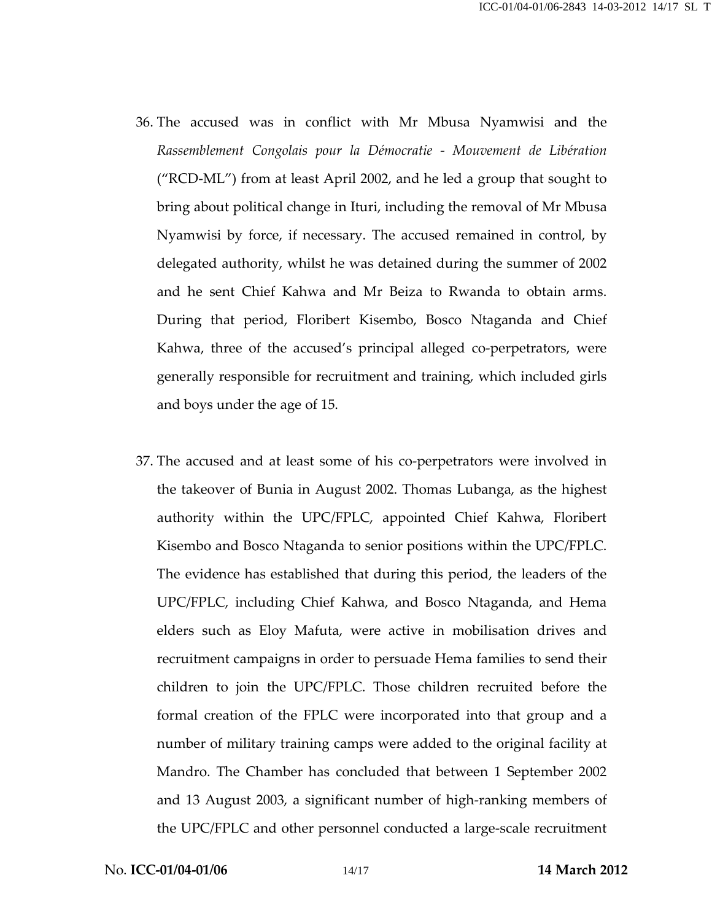36. The accused was in conflict with Mr Mbusa Nyamwisi and the *Rassemblement Congolais pour la Démocratie - Mouvement de Libération* ("RCD-ML") from at least April 2002, and he led a group that sought to bring about political change in Ituri, including the removal of Mr Mbusa Nyamwisi by force, if necessary. The accused remained in control, by delegated authority, whilst he was detained during the summer of 2002 and he sent Chief Kahwa and Mr Beiza to Rwanda to obtain arms. During that period, Floribert Kisembo, Bosco Ntaganda and Chief Kahwa, three of the accused's principal alleged co-perpetrators, were generally responsible for recruitment and training, which included girls and boys under the age of 15.

37. The accused and at least some of his co-perpetrators were involved in the takeover of Bunia in August 2002. Thomas Lubanga, as the highest authority within the UPC/FPLC, appointed Chief Kahwa, Floribert Kisembo and Bosco Ntaganda to senior positions within the UPC/FPLC. The evidence has established that during this period, the leaders of the UPC/FPLC, including Chief Kahwa, and Bosco Ntaganda, and Hema elders such as Eloy Mafuta, were active in mobilisation drives and recruitment campaigns in order to persuade Hema families to send their children to join the UPC/FPLC. Those children recruited before the formal creation of the FPLC were incorporated into that group and a number of military training camps were added to the original facility at Mandro. The Chamber has concluded that between 1 September 2002 and 13 August 2003, a significant number of high-ranking members of the UPC/FPLC and other personnel conducted a large-scale recruitment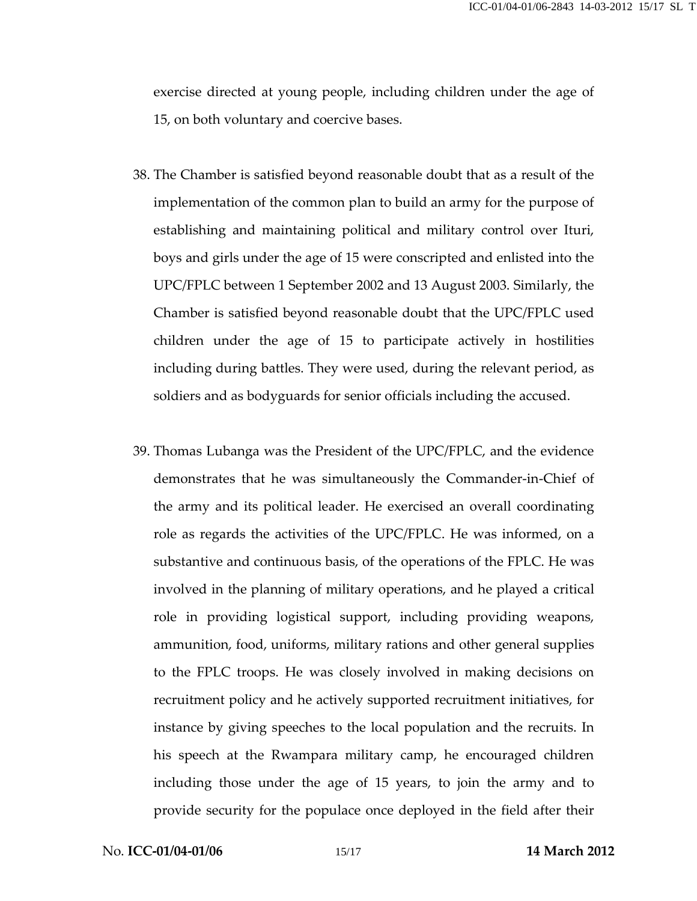exercise directed at young people, including children under the age of 15, on both voluntary and coercive bases.

38. The Chamber is satisfied beyond reasonable doubt that as a result of the implementation of the common plan to build an army for the purpose of establishing and maintaining political and military control over Ituri, boys and girls under the age of 15 were conscripted and enlisted into the UPC/FPLC between 1 September 2002 and 13 August 2003. Similarly, the Chamber is satisfied beyond reasonable doubt that the UPC/FPLC used children under the age of 15 to participate actively in hostilities including during battles. They were used, during the relevant period, as soldiers and as bodyguards for senior officials including the accused.

39. Thomas Lubanga was the President of the UPC/FPLC, and the evidence demonstrates that he was simultaneously the Commander-in-Chief of the army and its political leader. He exercised an overall coordinating role as regards the activities of the UPC/FPLC. He was informed, on a substantive and continuous basis, of the operations of the FPLC. He was involved in the planning of military operations, and he played a critical role in providing logistical support, including providing weapons, ammunition, food, uniforms, military rations and other general supplies to the FPLC troops. He was closely involved in making decisions on recruitment policy and he actively supported recruitment initiatives, for instance by giving speeches to the local population and the recruits. In his speech at the Rwampara military camp, he encouraged children including those under the age of 15 years, to join the army and to provide security for the populace once deployed in the field after their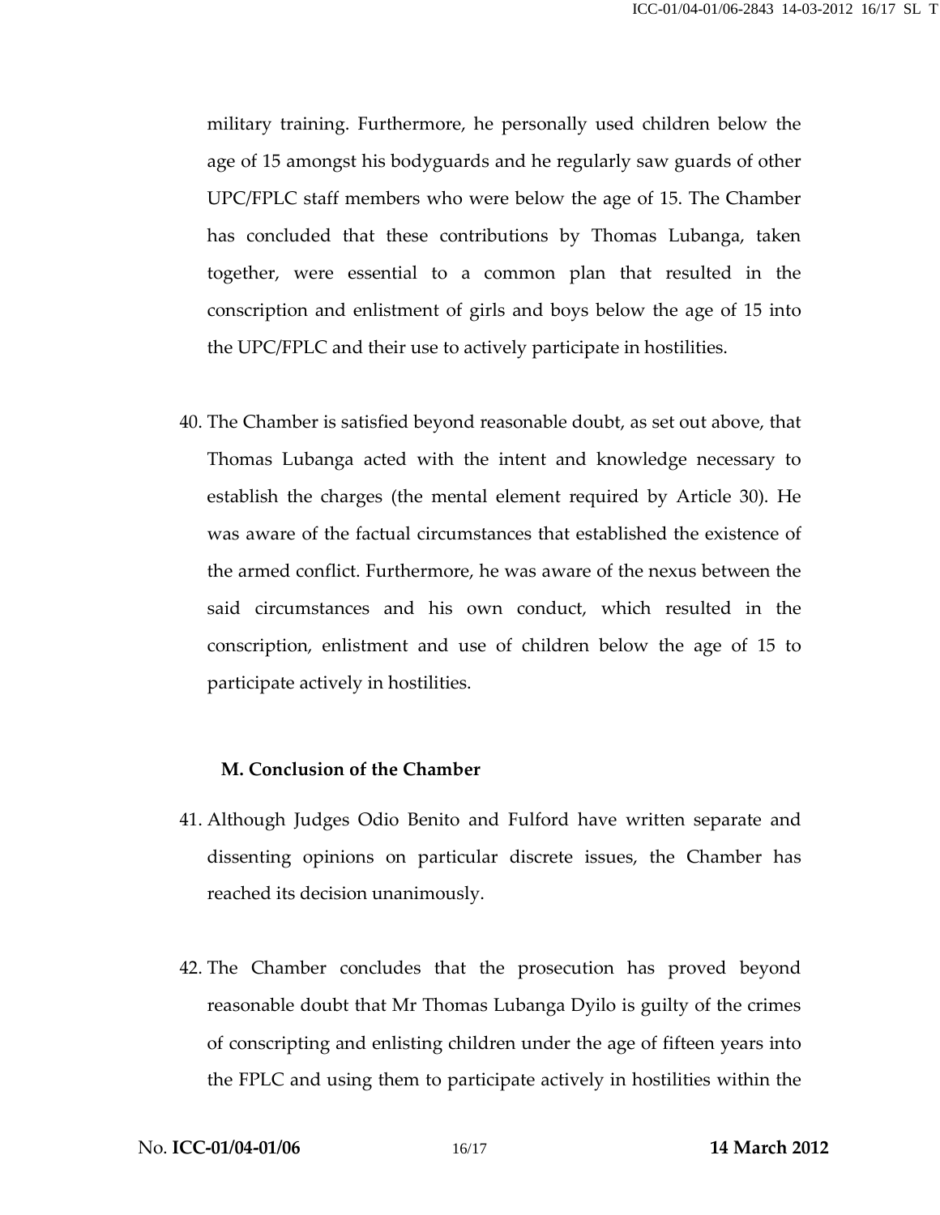military training. Furthermore, he personally used children below the age of 15 amongst his bodyguards and he regularly saw guards of other UPC/FPLC staff members who were below the age of 15. The Chamber has concluded that these contributions by Thomas Lubanga, taken together, were essential to a common plan that resulted in the conscription and enlistment of girls and boys below the age of 15 into the UPC/FPLC and their use to actively participate in hostilities.

40. The Chamber is satisfied beyond reasonable doubt, as set out above, that Thomas Lubanga acted with the intent and knowledge necessary to establish the charges (the mental element required by Article 30). He was aware of the factual circumstances that established the existence of the armed conflict. Furthermore, he was aware of the nexus between the said circumstances and his own conduct, which resulted in the conscription, enlistment and use of children below the age of 15 to participate actively in hostilities.

**M. Conclusion of the Chamber**

41. Although Judges Odio Benito and Fulford have written separate and dissenting opinions on particular discrete issues, the Chamber has reached its decision unanimously.

42. The Chamber concludes that the prosecution has proved beyond reasonable doubt that Mr Thomas Lubanga Dyilo is guilty of the crimes of conscripting and enlisting children under the age of fifteen years into the FPLC and using them to participate actively in hostilities within the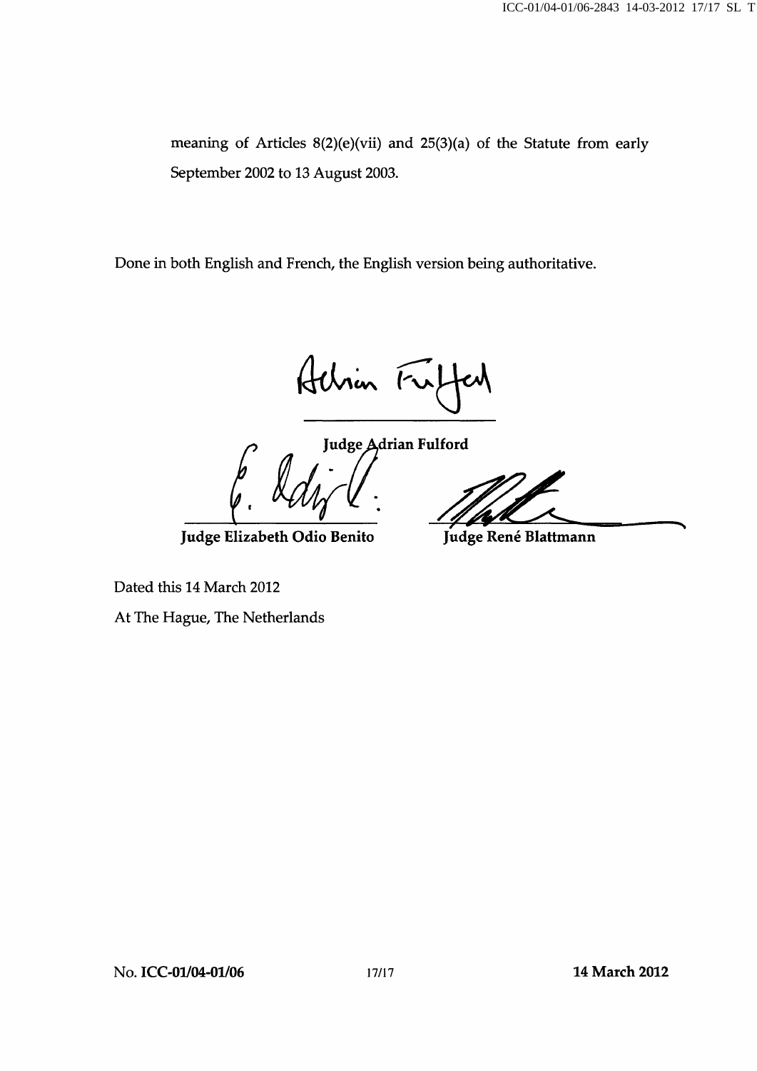meaning of Articles 8(2)(e)(vii) and 25(3)(a) of the Statute from early September 2002 to 13 August 2003.

Done in both English and French, the English version being authoritative.

**Judge Adrian Fulford**

**Judge Elizabeth Odio Benito** **Judge René Blattmann**

Dated this 14 March 2012

At The Hague, The Netherlands